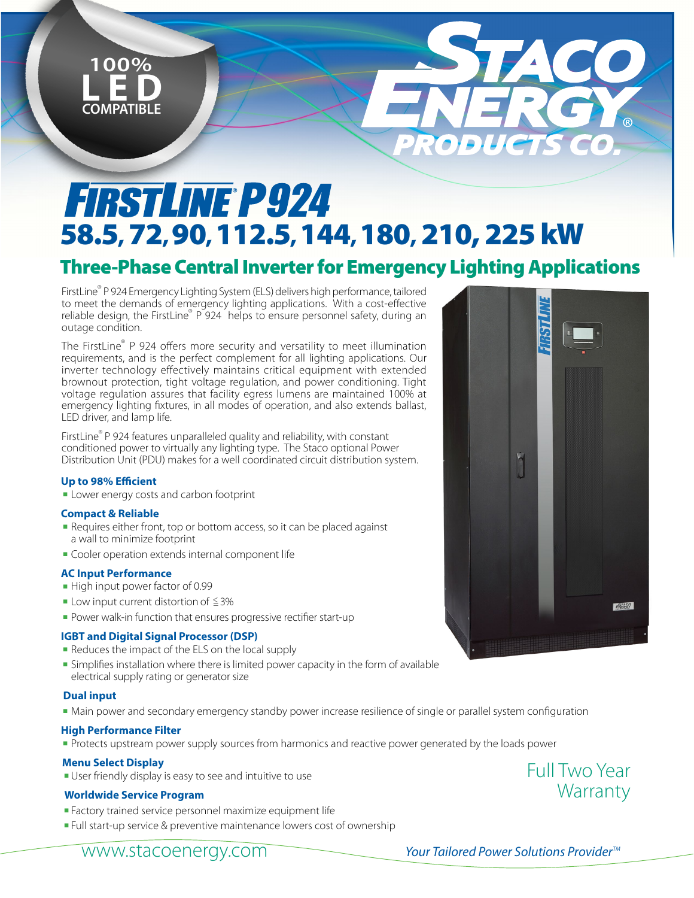100% LED COMPATIBLE

STACO ENERGY® PRODUCTS CO.

# FIRSTLINE® P924

## 58.5, 72, 90, 112.5, 144, 180, 210, 225 kW

## Three-Phase Central Inverter for Emergency Lighting Applications

FirstLine® P 924 Emergency Lighting System (ELS) delivers high performance, tailored to meet the demands of emergency lighting applications. With a cost-effective reliable design, the FirstLine® P 924 helps to ensure personnel safety, during an outage condition.

The FirstLine® P 924 offers more security and versatility to meet illumination requirements, and is the perfect complement for all lighting applications. Our inverter technology effectively maintains critical equipment with extended brownout protection, tight voltage regulation, and power conditioning. Tight voltage regulation assures that facility egress lumens are maintained 100% at emergency lighting fixtures, in all modes of operation, and also extends ballast, LED driver, and lamp life.

FirstLine® P 924 features unparalleled quality and reliability, with constant conditioned power to virtually any lighting type. The Staco optional Power Distribution Unit (PDU) makes for a well coordinated circuit distribution system.

**Up to 98% Efficient**

- Lower energy costs and carbon footprint

**Compact & Reliable**

- Requires either front, top or bottom access, so it can be placed against a wall to minimize footprint
- Cooler operation extends internal component life

**AC Input Performance**

- High input power factor of 0.99
- Low input current distortion of ≦3%
- Power walk-in function that ensures progressive rectifier start-up

**IGBT and Digital Signal Processor (DSP)**

- Reduces the impact of the ELS on the local supply
- Simplifies installation where there is limited power capacity in the form of available electrical supply rating or generator size

**Dual input**

- Main power and secondary emergency standby power increase resilience of single or parallel system configuration

**High Performance Filter**

- Protects upstream power supply sources from harmonics and reactive power generated by the loads power

**Menu Select Display**

- User friendly display is easy to see and intuitive to use

**Worldwide Service Program**

- Factory trained service personnel maximize equipment life
- Full start-up service & preventive maintenance lowers cost of ownership

Full Two Year Warranty

www.stacoenergy.com

*Your Tailored Power Solutions Provider™*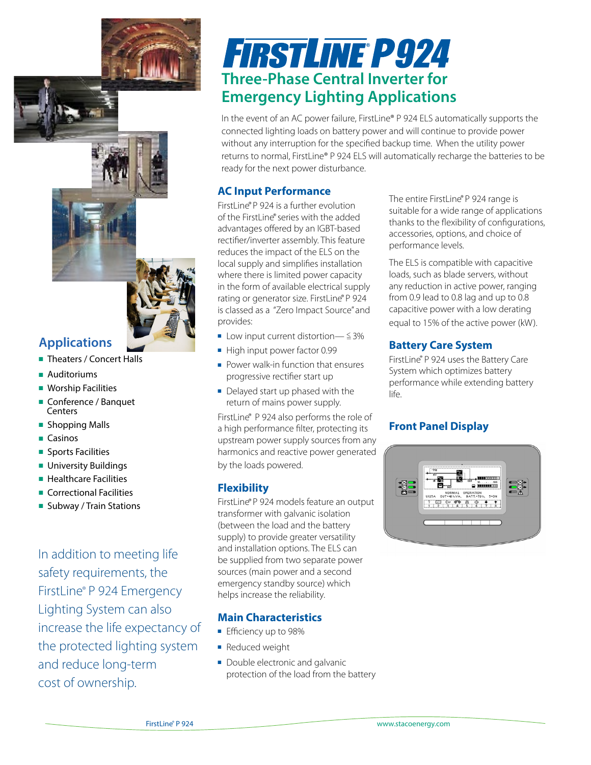# FIRSTLINE P924

## Three-Phase Central Inverter for Emergency Lighting Applications

In the event of an AC power failure, FirstLine® P 924 ELS automatically supports the connected lighting loads on battery power and will continue to provide power without any interruption for the specified backup time. When the utility power returns to normal, FirstLine® P 924 ELS will automatically recharge the batteries to be ready for the next power disturbance.

### Applications

- Theaters / Concert Halls
- Auditoriums
- Worship Facilities
- Conference / Banquet Centers
- Shopping Malls
- Casinos
- Sports Facilities
- University Buildings
- Healthcare Facilities
- Correctional Facilities
- Subway / Train Stations

In addition to meeting life safety requirements, the FirstLine® P 924 Emergency Lighting System can also increase the life expectancy of the protected lighting system and reduce long-term cost of ownership.

### AC Input Performance

FirstLine® P 924 is a further evolution of the FirstLine® series with the added advantages offered by an IGBT-based rectifier/inverter assembly. This feature reduces the impact of the ELS on the local supply and simplifies installation where there is limited power capacity in the form of available electrical supply rating or generator size. FirstLine® P 924 is classed as a "Zero Impact Source" and provides:

- Low input current distortion— ≦ 3%
- High input power factor 0.99
- Power walk-in function that ensures progressive rectifier start up
- Delayed start up phased with the return of mains power supply.

FirstLine® P 924 also performs the role of a high performance filter, protecting its upstream power supply sources from any harmonics and reactive power generated by the loads powered.

### Flexibility

FirstLine® P 924 models feature an output transformer with galvanic isolation (between the load and the battery supply) to provide greater versatility and installation options. The ELS can be supplied from two separate power sources (main power and a second emergency standby source) which helps increase the reliability.

### Main Characteristics

- Efficiency up to 98%
- Reduced weight
- Double electronic and galvanic protection of the load from the battery

The entire FirstLine® P 924 range is suitable for a wide range of applications thanks to the flexibility of configurations, accessories, options, and choice of performance levels.

The ELS is compatible with capacitive loads, such as blade servers, without any reduction in active power, ranging from 0.9 lead to 0.8 lag and up to 0.8 capacitive power with a low derating equal to 15% of the active power (kW).

### Battery Care System

FirstLine® P 924 uses the Battery Care System which optimizes battery performance while extending battery life.

### Front Panel Display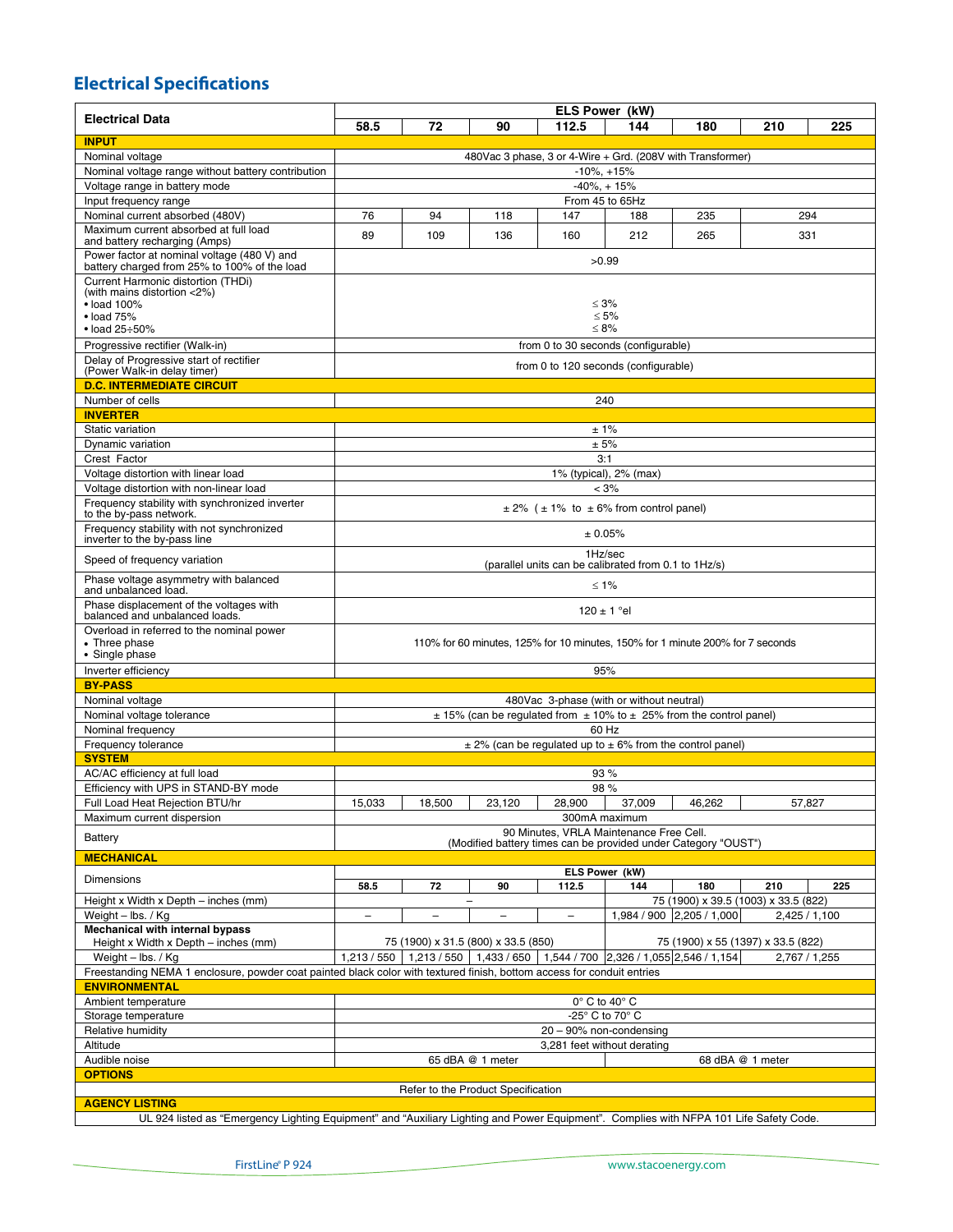## Electrical Specifications

| Electrical Data | ELS Power (kW) | | | | | | | |
|---|---|---|---|---|---|---|---|---|
| | 58.5 | 72 | 90 | 112.5 | 144 | 180 | 210 | 225 |
| **INPUT** | | | | | | | | |
| Nominal voltage | 480Vac 3 phase, 3 or 4-Wire + Grd. (208V with Transformer) | | | | | | | |
| Nominal voltage range without battery contribution | -10%, +15% | | | | | | | |
| Voltage range in battery mode | -40%, + 15% | | | | | | | |
| Input frequency range | From 45 to 65Hz | | | | | | | |
| Nominal current absorbed (480V) | 76 | 94 | 118 | 147 | 188 | 235 | 294 | |
| Maximum current absorbed at full load and battery recharging (Amps) | 89 | 109 | 136 | 160 | 212 | 265 | 331 | |
| Power factor at nominal voltage (480 V) and battery charged from 25% to 100% of the load | >0.99 | | | | | | | |
| Current Harmonic distortion (THDi) (with mains distortion <2%)<br>• load 100%<br>• load 75%<br>• load 25÷50% | <br><br>≤ 3%<br>≤ 5%<br>≤ 8% | | | | | | | |
| Progressive rectifier (Walk-in) | from 0 to 30 seconds (configurable) | | | | | | | |
| Delay of Progressive start of rectifier (Power Walk-in delay timer) | from 0 to 120 seconds (configurable) | | | | | | | |
| **D.C. INTERMEDIATE CIRCUIT** | | | | | | | | |
| Number of cells | 240 | | | | | | | |
| **INVERTER** | | | | | | | | |
| Static variation | ± 1% | | | | | | | |
| Dynamic variation | ± 5% | | | | | | | |
| Crest Factor | 3:1 | | | | | | | |
| Voltage distortion with linear load | 1% (typical), 2% (max) | | | | | | | |
| Voltage distortion with non-linear load | < 3% | | | | | | | |
| Frequency stability with synchronized inverter to the by-pass network. | ± 2% ( ± 1% to ± 6% from control panel) | | | | | | | |
| Frequency stability with not synchronized inverter to the by-pass line | ± 0.05% | | | | | | | |
| Speed of frequency variation | 1Hz/sec (parallel units can be calibrated from 0.1 to 1Hz/s) | | | | | | | |
| Phase voltage asymmetry with balanced and unbalanced load. | ≤ 1% | | | | | | | |
| Phase displacement of the voltages with balanced and unbalanced loads. | 120 ± 1 °el | | | | | | | |
| Overload in referred to the nominal power<br>• Three phase<br>• Single phase | 110% for 60 minutes, 125% for 10 minutes, 150% for 1 minute 200% for 7 seconds | | | | | | | |
| Inverter efficiency | 95% | | | | | | | |
| **BY-PASS** | | | | | | | | |
| Nominal voltage | 480Vac 3-phase (with or without neutral) | | | | | | | |
| Nominal voltage tolerance | ± 15% (can be regulated from ± 10% to ± 25% from the control panel) | | | | | | | |
| Nominal frequency | 60 Hz | | | | | | | |
| Frequency tolerance | ± 2% (can be regulated up to ± 6% from the control panel) | | | | | | | |
| **SYSTEM** | | | | | | | | |
| AC/AC efficiency at full load | 93 % | | | | | | | |
| Efficiency with UPS in STAND-BY mode | 98 % | | | | | | | |
| Full Load Heat Rejection BTU/hr | 15,033 | 18,500 | 23,120 | 28,900 | 37,009 | 46,262 | 57,827 | |
| Maximum current dispersion | 300mA maximum | | | | | | | |
| Battery | 90 Minutes, VRLA Maintenance Free Cell. (Modified battery times can be provided under Category "OUST") | | | | | | | |
| **MECHANICAL** | | | | | | | | |
| Dimensions | ELS Power (kW) | | | | | | | |
| | 58.5 | 72 | 90 | 112.5 | 144 | 180 | 210 | 225 |
| Height x Width x Depth – inches (mm) | – | | | | 75 (1900) x 39.5 (1003) x 33.5 (822) | | | |
| Weight – lbs. / Kg | – | – | – | – | 1,984 / 900 | 2,205 / 1,000 | 2,425 / 1,100 | |
| **Mechanical with internal bypass**<br>Height x Width x Depth – inches (mm) | 75 (1900) x 31.5 (800) x 33.5 (850) | | | | 75 (1900) x 55 (1397) x 33.5 (822) | | | |
| Weight – lbs. / Kg | 1,213 / 550 | 1,213 / 550 | 1,433 / 650 | 1,544 / 700 | 2,326 / 1,055 | 2,546 / 1,154 | 2,767 / 1,255 | |
| Freestanding NEMA 1 enclosure, powder coat painted black color with textured finish, bottom access for conduit entries | | | | | | | | |
| **ENVIRONMENTAL** | | | | | | | | |
| Ambient temperature | 0° C to 40° C | | | | | | | |
| Storage temperature | -25° C to 70° C | | | | | | | |
| Relative humidity | 20 – 90% non-condensing | | | | | | | |
| Altitude | 3,281 feet without derating | | | | | | | |
| Audible noise | 65 dBA @ 1 meter | | | | 68 dBA @ 1 meter | | | |
| **OPTIONS** | | | | | | | | |
| Refer to the Product Specification | | | | | | | | |
| **AGENCY LISTING** | | | | | | | | |
| UL 924 listed as "Emergency Lighting Equipment" and "Auxiliary Lighting and Power Equipment". Complies with NFPA 101 Life Safety Code. | | | | | | | | |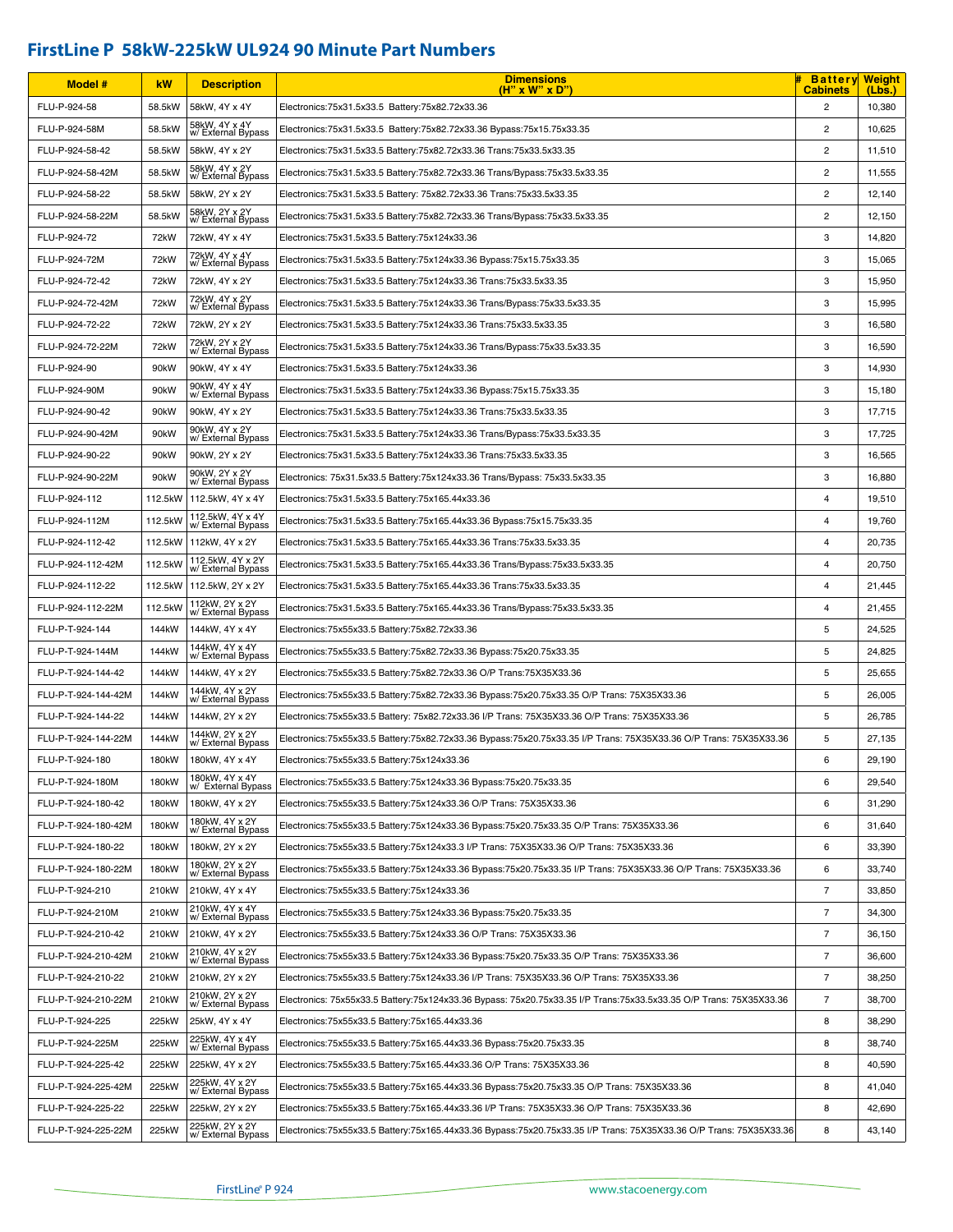## FirstLine P 58kW-225kW UL924 90 Minute Part Numbers

| Model # | kW | Description | Dimensions (H" x W" x D") | # Battery Cabinets | Weight (Lbs.) |
|---|---|---|---|---|---|
| FLU-P-924-58 | 58.5kW | 58kW, 4Y x 4Y | Electronics:75x31.5x33.5 Battery:75x82.72x33.36 | 2 | 10,380 |
| FLU-P-924-58M | 58.5kW | 58kW, 4Y x 4Y w/ External Bypass | Electronics:75x31.5x33.5 Battery:75x82.72x33.36 Bypass:75x15.75x33.35 | 2 | 10,625 |
| FLU-P-924-58-42 | 58.5kW | 58kW, 4Y x 2Y | Electronics:75x31.5x33.5 Battery:75x82.72x33.36 Trans:75x33.5x33.35 | 2 | 11,510 |
| FLU-P-924-58-42M | 58.5kW | 58kW, 4Y x 2Y w/ External Bypass | Electronics:75x31.5x33.5 Battery:75x82.72x33.36 Trans/Bypass:75x33.5x33.35 | 2 | 11,555 |
| FLU-P-924-58-22 | 58.5kW | 58kW, 2Y x 2Y | Electronics:75x31.5x33.5 Battery: 75x82.72x33.36 Trans:75x33.5x33.35 | 2 | 12,140 |
| FLU-P-924-58-22M | 58.5kW | 58kW, 2Y x 2Y w/ External Bypass | Electronics:75x31.5x33.5 Battery:75x82.72x33.36 Trans/Bypass:75x33.5x33.35 | 2 | 12,150 |
| FLU-P-924-72 | 72kW | 72kW, 4Y x 4Y | Electronics:75x31.5x33.5 Battery:75x124x33.36 | 3 | 14,820 |
| FLU-P-924-72M | 72kW | 72kW, 4Y x 4Y w/ External Bypass | Electronics:75x31.5x33.5 Battery:75x124x33.36 Bypass:75x15.75x33.35 | 3 | 15,065 |
| FLU-P-924-72-42 | 72kW | 72kW, 4Y x 2Y | Electronics:75x31.5x33.5 Battery:75x124x33.36 Trans:75x33.5x33.35 | 3 | 15,950 |
| FLU-P-924-72-42M | 72kW | 72kW, 4Y x 2Y w/ External Bypass | Electronics:75x31.5x33.5 Battery:75x124x33.36 Trans/Bypass:75x33.5x33.35 | 3 | 15,995 |
| FLU-P-924-72-22 | 72kW | 72kW, 2Y x 2Y | Electronics:75x31.5x33.5 Battery:75x124x33.36 Trans:75x33.5x33.35 | 3 | 16,580 |
| FLU-P-924-72-22M | 72kW | 72kW, 2Y x 2Y w/ External Bypass | Electronics:75x31.5x33.5 Battery:75x124x33.36 Trans/Bypass:75x33.5x33.35 | 3 | 16,590 |
| FLU-P-924-90 | 90kW | 90kW, 4Y x 4Y | Electronics:75x31.5x33.5 Battery:75x124x33.36 | 3 | 14,930 |
| FLU-P-924-90M | 90kW | 90kW, 4Y x 4Y w/ External Bypass | Electronics:75x31.5x33.5 Battery:75x124x33.36 Bypass:75x15.75x33.35 | 3 | 15,180 |
| FLU-P-924-90-42 | 90kW | 90kW, 4Y x 2Y | Electronics:75x31.5x33.5 Battery:75x124x33.36 Trans:75x33.5x33.35 | 3 | 17,715 |
| FLU-P-924-90-42M | 90kW | 90kW, 4Y x 2Y w/ External Bypass | Electronics:75x31.5x33.5 Battery:75x124x33.36 Trans/Bypass:75x33.5x33.35 | 3 | 17,725 |
| FLU-P-924-90-22 | 90kW | 90kW, 2Y x 2Y | Electronics:75x31.5x33.5 Battery:75x124x33.36 Trans:75x33.5x33.35 | 3 | 16,565 |
| FLU-P-924-90-22M | 90kW | 90kW, 2Y x 2Y w/ External Bypass | Electronics: 75x31.5x33.5 Battery:75x124x33.36 Trans/Bypass: 75x33.5x33.35 | 3 | 16,880 |
| FLU-P-924-112 | 112.5kW | 112.5kW, 4Y x 4Y | Electronics:75x31.5x33.5 Battery:75x165.44x33.36 | 4 | 19,510 |
| FLU-P-924-112M | 112.5kW | 112.5kW, 4Y x 4Y w/ External Bypass | Electronics:75x31.5x33.5 Battery:75x165.44x33.36 Bypass:75x15.75x33.35 | 4 | 19,760 |
| FLU-P-924-112-42 | 112.5kW | 112kW, 4Y x 2Y | Electronics:75x31.5x33.5 Battery:75x165.44x33.36 Trans:75x33.5x33.35 | 4 | 20,735 |
| FLU-P-924-112-42M | 112.5kW | 112.5kW, 4Y x 2Y w/ External Bypass | Electronics:75x31.5x33.5 Battery:75x165.44x33.36 Trans/Bypass:75x33.5x33.35 | 4 | 20,750 |
| FLU-P-924-112-22 | 112.5kW | 112.5kW, 2Y x 2Y | Electronics:75x31.5x33.5 Battery:75x165.44x33.36 Trans:75x33.5x33.35 | 4 | 21,445 |
| FLU-P-924-112-22M | 112.5kW | 112kW, 2Y x 2Y w/ External Bypass | Electronics:75x31.5x33.5 Battery:75x165.44x33.36 Trans/Bypass:75x33.5x33.35 | 4 | 21,455 |
| FLU-P-T-924-144 | 144kW | 144kW, 4Y x 4Y | Electronics:75x55x33.5 Battery:75x82.72x33.36 | 5 | 24,525 |
| FLU-P-T-924-144M | 144kW | 144kW, 4Y x 4Y w/ External Bypass | Electronics:75x55x33.5 Battery:75x82.72x33.36 Bypass:75x20.75x33.35 | 5 | 24,825 |
| FLU-P-T-924-144-42 | 144kW | 144kW, 4Y x 2Y | Electronics:75x55x33.5 Battery:75x82.72x33.36 O/P Trans:75X35X33.36 | 5 | 25,655 |
| FLU-P-T-924-144-42M | 144kW | 144kW, 4Y x 2Y w/ External Bypass | Electronics:75x55x33.5 Battery:75x82.72x33.36 Bypass:75x20.75x33.35 O/P Trans: 75X35X33.36 | 5 | 26,005 |
| FLU-P-T-924-144-22 | 144kW | 144kW, 2Y x 2Y | Electronics:75x55x33.5 Battery: 75x82.72x33.36 I/P Trans: 75X35X33.36 O/P Trans: 75X35X33.36 | 5 | 26,785 |
| FLU-P-T-924-144-22M | 144kW | 144kW, 2Y x 2Y w/ External Bypass | Electronics:75x55x33.5 Battery:75x82.72x33.36 Bypass:75x20.75x33.35 I/P Trans: 75X35X33.36 O/P Trans: 75X35X33.36 | 5 | 27,135 |
| FLU-P-T-924-180 | 180kW | 180kW, 4Y x 4Y | Electronics:75x55x33.5 Battery:75x124x33.36 | 6 | 29,190 |
| FLU-P-T-924-180M | 180kW | 180kW, 4Y x 4Y w/ External Bypass | Electronics:75x55x33.5 Battery:75x124x33.36 Bypass:75x20.75x33.35 | 6 | 29,540 |
| FLU-P-T-924-180-42 | 180kW | 180kW, 4Y x 2Y | Electronics:75x55x33.5 Battery:75x124x33.36 O/P Trans: 75X35X33.36 | 6 | 31,290 |
| FLU-P-T-924-180-42M | 180kW | 180kW, 4Y x 2Y w/ External Bypass | Electronics:75x55x33.5 Battery:75x124x33.36 Bypass:75x20.75x33.35 O/P Trans: 75X35X33.36 | 6 | 31,640 |
| FLU-P-T-924-180-22 | 180kW | 180kW, 2Y x 2Y | Electronics:75x55x33.5 Battery:75x124x33.3 I/P Trans: 75X35X33.36 O/P Trans: 75X35X33.36 | 6 | 33,390 |
| FLU-P-T-924-180-22M | 180kW | 180kW, 2Y x 2Y w/ External Bypass | Electronics:75x55x33.5 Battery:75x124x33.36 Bypass:75x20.75x33.35 I/P Trans: 75X35X33.36 O/P Trans: 75X35X33.36 | 6 | 33,740 |
| FLU-P-T-924-210 | 210kW | 210kW, 4Y x 4Y | Electronics:75x55x33.5 Battery:75x124x33.36 | 7 | 33,850 |
| FLU-P-T-924-210M | 210kW | 210kW, 4Y x 4Y w/ External Bypass | Electronics:75x55x33.5 Battery:75x124x33.36 Bypass:75x20.75x33.35 | 7 | 34,300 |
| FLU-P-T-924-210-42 | 210kW | 210kW, 4Y x 2Y | Electronics:75x55x33.5 Battery:75x124x33.36 O/P Trans: 75X35X33.36 | 7 | 36,150 |
| FLU-P-T-924-210-42M | 210kW | 210kW, 4Y x 2Y w/ External Bypass | Electronics:75x55x33.5 Battery:75x124x33.36 Bypass:75x20.75x33.35 O/P Trans: 75X35X33.36 | 7 | 36,600 |
| FLU-P-T-924-210-22 | 210kW | 210kW, 2Y x 2Y | Electronics:75x55x33.5 Battery:75x124x33.36 I/P Trans: 75X35X33.36 O/P Trans: 75X35X33.36 | 7 | 38,250 |
| FLU-P-T-924-210-22M | 210kW | 210kW, 2Y x 2Y w/ External Bypass | Electronics: 75x55x33.5 Battery:75x124x33.36 Bypass: 75x20.75x33.35 I/P Trans:75x33.5x33.35 O/P Trans: 75X35X33.36 | 7 | 38,700 |
| FLU-P-T-924-225 | 225kW | 25kW, 4Y x 4Y | Electronics:75x55x33.5 Battery:75x165.44x33.36 | 8 | 38,290 |
| FLU-P-T-924-225M | 225kW | 225kW, 4Y x 4Y w/ External Bypass | Electronics:75x55x33.5 Battery:75x165.44x33.36 Bypass:75x20.75x33.35 | 8 | 38,740 |
| FLU-P-T-924-225-42 | 225kW | 225kW, 4Y x 2Y | Electronics:75x55x33.5 Battery:75x165.44x33.36 O/P Trans: 75X35X33.36 | 8 | 40,590 |
| FLU-P-T-924-225-42M | 225kW | 225kW, 4Y x 2Y w/ External Bypass | Electronics:75x55x33.5 Battery:75x165.44x33.36 Bypass:75x20.75x33.35 O/P Trans: 75X35X33.36 | 8 | 41,040 |
| FLU-P-T-924-225-22 | 225kW | 225kW, 2Y x 2Y | Electronics:75x55x33.5 Battery:75x165.44x33.36 I/P Trans: 75X35X33.36 O/P Trans: 75X35X33.36 | 8 | 42,690 |
| FLU-P-T-924-225-22M | 225kW | 225kW, 2Y x 2Y w/ External Bypass | Electronics:75x55x33.5 Battery:75x165.44x33.36 Bypass:75x20.75x33.35 I/P Trans: 75X35X33.36 O/P Trans: 75X35X33.36 | 8 | 43,140 |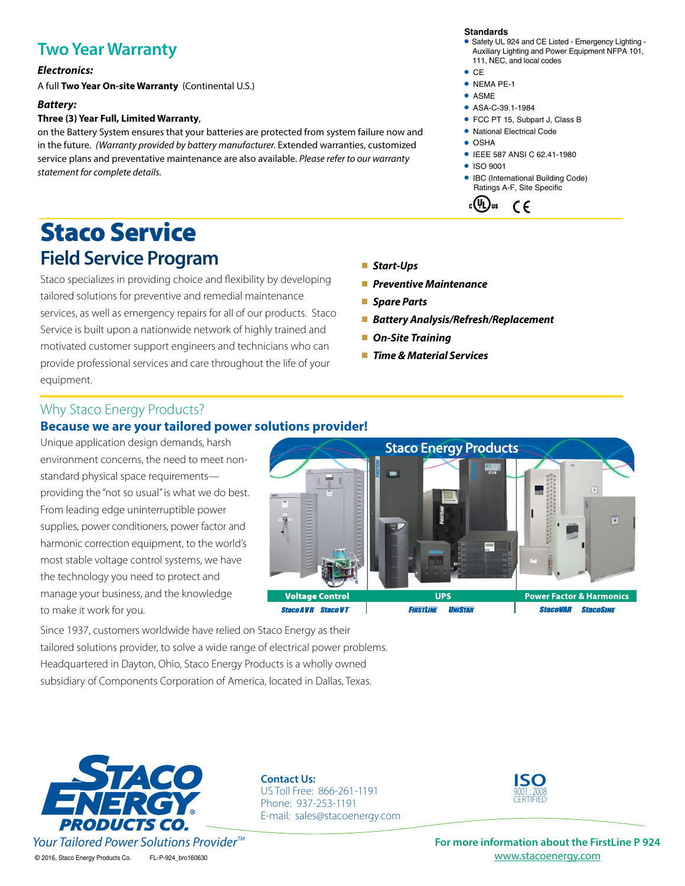## Two Year Warranty

### *Electronics:*

A full **Two Year On-site Warranty** (Continental U.S.)

### *Battery:*

**Three (3) Year Full, Limited Warranty**,

on the Battery System ensures that your batteries are protected from system failure now and in the future. *(Warranty provided by battery manufacturer.* Extended warranties, customized service plans and preventative maintenance are also available. *Please refer to our warranty statement for complete details.*

### Standards

- Safety UL 924 and CE Listed - Emergency Lighting - Auxiliary Lighting and Power Equipment NFPA 101, 111, NEC, and local codes
- CE
- NEMA PE-1
- ASME
- ASA-C-39.1-1984
- FCC PT 15, Subpart J, Class B
- National Electrical Code
- OSHA
- IEEE 587 ANSI C 62.41-1980
- ISO 9001
- IBC (International Building Code) Ratings A-F, Site Specific

# Staco Service

## Field Service Program

Staco specializes in providing choice and flexibility by developing tailored solutions for preventive and remedial maintenance services, as well as emergency repairs for all of our products. Staco Service is built upon a nationwide network of highly trained and motivated customer support engineers and technicians who can provide professional services and care throughout the life of your equipment.

- ***Start-Ups***
- ***Preventive Maintenance***
- ***Spare Parts***
- ***Battery Analysis/Refresh/Replacement***
- ***On-Site Training***
- ***Time & Material Services***

## Why Staco Energy Products?

### Because we are your tailored power solutions provider!

Unique application design demands, harsh environment concerns, the need to meet non-standard physical space requirements—providing the "not so usual" is what we do best. From leading edge uninterruptible power supplies, power conditioners, power factor and harmonic correction equipment, to the world's most stable voltage control systems, we have the technology you need to protect and manage your business, and the knowledge to make it work for you.

Staco Energy Products

Voltage Control: StacoAVR, StacoVT
UPS: FirstLine, UniStar
Power Factor & Harmonics: StacoVAR, StacoSine

Since 1937, customers worldwide have relied on Staco Energy as their tailored solutions provider, to solve a wide range of electrical power problems. Headquartered in Dayton, Ohio, Staco Energy Products is a wholly owned subsidiary of Components Corporation of America, located in Dallas, Texas.

**Staco Energy Products Co.**

*Your Tailored Power Solutions Provider™*

**Contact Us:**
US Toll Free: 866-261-1191
Phone: 937-253-1191
E-mail: sales@stacoenergy.com

ISO 9001 : 2008 CERTIFIED

**For more information about the FirstLine P 924**
www.stacoenergy.com

© 2016, Staco Energy Products Co. FL-P-924_bro160630